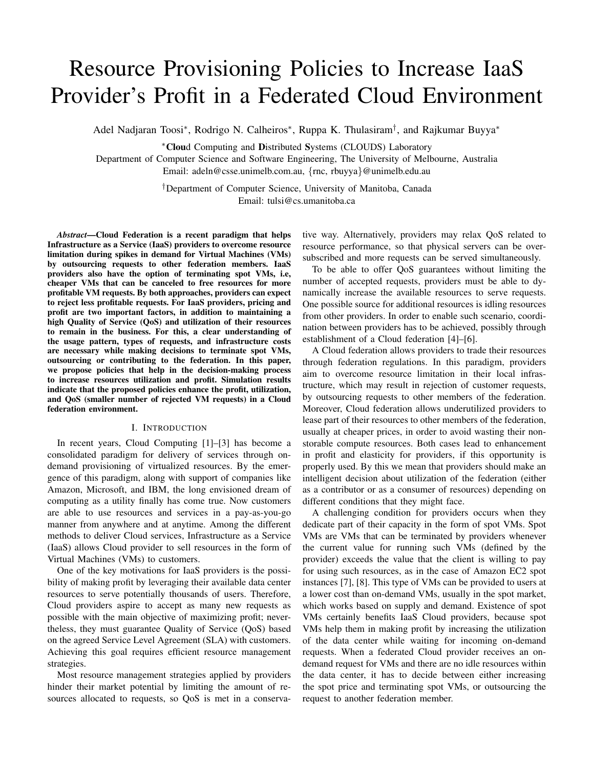# Resource Provisioning Policies to Increase IaaS Provider's Profit in a Federated Cloud Environment

Adel Nadjaran Toosi*, Rodrigo N. Calheiros*, Ruppa K. Thulasiram†, and Rajkumar Buyya*

*Cloud Computing and Distributed Systems (CLOUDS) Laboratory
Department of Computer Science and Software Engineering, The University of Melbourne, Australia
Email: adeln@csse.unimelb.com.au, {rnc, rbuyya}@unimelb.edu.au

†Department of Computer Science, University of Manitoba, Canada
Email: tulsi@cs.umanitoba.ca

***Abstract*—Cloud Federation is a recent paradigm that helps Infrastructure as a Service (IaaS) providers to overcome resource limitation during spikes in demand for Virtual Machines (VMs) by outsourcing requests to other federation members. IaaS providers also have the option of terminating spot VMs, i.e, cheaper VMs that can be canceled to free resources for more profitable VM requests. By both approaches, providers can expect to reject less profitable requests. For IaaS providers, pricing and profit are two important factors, in addition to maintaining a high Quality of Service (QoS) and utilization of their resources to remain in the business. For this, a clear understanding of the usage pattern, types of requests, and infrastructure costs are necessary while making decisions to terminate spot VMs, outsourcing or contributing to the federation. In this paper, we propose policies that help in the decision-making process to increase resources utilization and profit. Simulation results indicate that the proposed policies enhance the profit, utilization, and QoS (smaller number of rejected VM requests) in a Cloud federation environment.**

## I. Introduction

In recent years, Cloud Computing [1]–[3] has become a consolidated paradigm for delivery of services through on-demand provisioning of virtualized resources. By the emergence of this paradigm, along with support of companies like Amazon, Microsoft, and IBM, the long envisioned dream of computing as a utility finally has come true. Now customers are able to use resources and services in a pay-as-you-go manner from anywhere and at anytime. Among the different methods to deliver Cloud services, Infrastructure as a Service (IaaS) allows Cloud provider to sell resources in the form of Virtual Machines (VMs) to customers.

One of the key motivations for IaaS providers is the possibility of making profit by leveraging their available data center resources to serve potentially thousands of users. Therefore, Cloud providers aspire to accept as many new requests as possible with the main objective of maximizing profit; nevertheless, they must guarantee Quality of Service (QoS) based on the agreed Service Level Agreement (SLA) with customers. Achieving this goal requires efficient resource management strategies.

Most resource management strategies applied by providers hinder their market potential by limiting the amount of resources allocated to requests, so QoS is met in a conservative way. Alternatively, providers may relax QoS related to resource performance, so that physical servers can be over-subscribed and more requests can be served simultaneously.

To be able to offer QoS guarantees without limiting the number of accepted requests, providers must be able to dynamically increase the available resources to serve requests. One possible source for additional resources is idling resources from other providers. In order to enable such scenario, coordination between providers has to be achieved, possibly through establishment of a Cloud federation [4]–[6].

A Cloud federation allows providers to trade their resources through federation regulations. In this paradigm, providers aim to overcome resource limitation in their local infrastructure, which may result in rejection of customer requests, by outsourcing requests to other members of the federation. Moreover, Cloud federation allows underutilized providers to lease part of their resources to other members of the federation, usually at cheaper prices, in order to avoid wasting their non-storable compute resources. Both cases lead to enhancement in profit and elasticity for providers, if this opportunity is properly used. By this we mean that providers should make an intelligent decision about utilization of the federation (either as a contributor or as a consumer of resources) depending on different conditions that they might face.

A challenging condition for providers occurs when they dedicate part of their capacity in the form of spot VMs. Spot VMs are VMs that can be terminated by providers whenever the current value for running such VMs (defined by the provider) exceeds the value that the client is willing to pay for using such resources, as in the case of Amazon EC2 spot instances [7], [8]. This type of VMs can be provided to users at a lower cost than on-demand VMs, usually in the spot market, which works based on supply and demand. Existence of spot VMs certainly benefits IaaS Cloud providers, because spot VMs help them in making profit by increasing the utilization of the data center while waiting for incoming on-demand requests. When a federated Cloud provider receives an on-demand request for VMs and there are no idle resources within the data center, it has to decide between either increasing the spot price and terminating spot VMs, or outsourcing the request to another federation member.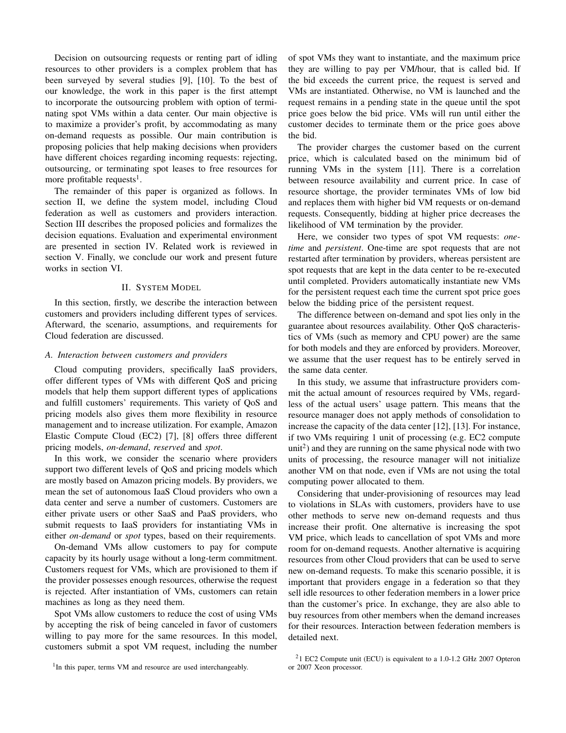Decision on outsourcing requests or renting part of idling resources to other providers is a complex problem that has been surveyed by several studies [9], [10]. To the best of our knowledge, the work in this paper is the first attempt to incorporate the outsourcing problem with option of terminating spot VMs within a data center. Our main objective is to maximize a provider's profit, by accommodating as many on-demand requests as possible. Our main contribution is proposing policies that help making decisions when providers have different choices regarding incoming requests: rejecting, outsourcing, or terminating spot leases to free resources for more profitable requests[1].

The remainder of this paper is organized as follows. In section II, we define the system model, including Cloud federation as well as customers and providers interaction. Section III describes the proposed policies and formalizes the decision equations. Evaluation and experimental environment are presented in section IV. Related work is reviewed in section V. Finally, we conclude our work and present future works in section VI.

## II. System Model

In this section, firstly, we describe the interaction between customers and providers including different types of services. Afterward, the scenario, assumptions, and requirements for Cloud federation are discussed.

### A. Interaction between customers and providers

Cloud computing providers, specifically IaaS providers, offer different types of VMs with different QoS and pricing models that help them support different types of applications and fulfill customers' requirements. This variety of QoS and pricing models also gives them more flexibility in resource management and to increase utilization. For example, Amazon Elastic Compute Cloud (EC2) [7], [8] offers three different pricing models, *on-demand*, *reserved* and *spot*.

In this work, we consider the scenario where providers support two different levels of QoS and pricing models which are mostly based on Amazon pricing models. By providers, we mean the set of autonomous IaaS Cloud providers who own a data center and serve a number of customers. Customers are either private users or other SaaS and PaaS providers, who submit requests to IaaS providers for instantiating VMs in either *on-demand* or *spot* types, based on their requirements.

On-demand VMs allow customers to pay for compute capacity by its hourly usage without a long-term commitment. Customers request for VMs, which are provisioned to them if the provider possesses enough resources, otherwise the request is rejected. After instantiation of VMs, customers can retain machines as long as they need them.

Spot VMs allow customers to reduce the cost of using VMs by accepting the risk of being canceled in favor of customers willing to pay more for the same resources. In this model, customers submit a spot VM request, including the number of spot VMs they want to instantiate, and the maximum price they are willing to pay per VM/hour, that is called bid. If the bid exceeds the current price, the request is served and VMs are instantiated. Otherwise, no VM is launched and the request remains in a pending state in the queue until the spot price goes below the bid price. VMs will run until either the customer decides to terminate them or the price goes above the bid.

The provider charges the customer based on the current price, which is calculated based on the minimum bid of running VMs in the system [11]. There is a correlation between resource availability and current price. In case of resource shortage, the provider terminates VMs of low bid and replaces them with higher bid VM requests or on-demand requests. Consequently, bidding at higher price decreases the likelihood of VM termination by the provider.

Here, we consider two types of spot VM requests: *one-time* and *persistent*. One-time are spot requests that are not restarted after termination by providers, whereas persistent are spot requests that are kept in the data center to be re-executed until completed. Providers automatically instantiate new VMs for the persistent request each time the current spot price goes below the bidding price of the persistent request.

The difference between on-demand and spot lies only in the guarantee about resources availability. Other QoS characteristics of VMs (such as memory and CPU power) are the same for both models and they are enforced by providers. Moreover, we assume that the user request has to be entirely served in the same data center.

In this study, we assume that infrastructure providers commit the actual amount of resources required by VMs, regardless of the actual users' usage pattern. This means that the resource manager does not apply methods of consolidation to increase the capacity of the data center [12], [13]. For instance, if two VMs requiring 1 unit of processing (e.g. EC2 compute unit[2]) and they are running on the same physical node with two units of processing, the resource manager will not initialize another VM on that node, even if VMs are not using the total computing power allocated to them.

Considering that under-provisioning of resources may lead to violations in SLAs with customers, providers have to use other methods to serve new on-demand requests and thus increase their profit. One alternative is increasing the spot VM price, which leads to cancellation of spot VMs and more room for on-demand requests. Another alternative is acquiring resources from other Cloud providers that can be used to serve new on-demand requests. To make this scenario possible, it is important that providers engage in a federation so that they sell idle resources to other federation members in a lower price than the customer's price. In exchange, they are also able to buy resources from other members when the demand increases for their resources. Interaction between federation members is detailed next.

[1] In this paper, terms VM and resource are used interchangeably.

[2] 1 EC2 Compute unit (ECU) is equivalent to a 1.0-1.2 GHz 2007 Opteron or 2007 Xeon processor.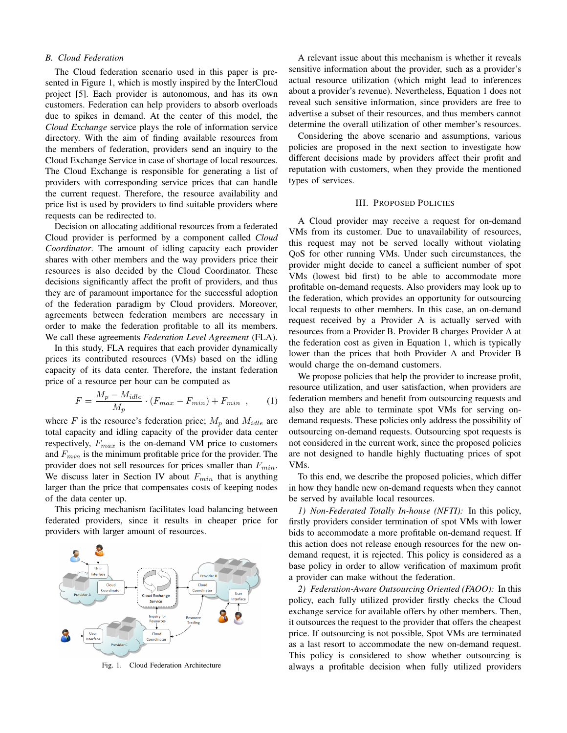### B. Cloud Federation

The Cloud federation scenario used in this paper is presented in Figure 1, which is mostly inspired by the InterCloud project [5]. Each provider is autonomous, and has its own customers. Federation can help providers to absorb overloads due to spikes in demand. At the center of this model, the *Cloud Exchange* service plays the role of information service directory. With the aim of finding available resources from the members of federation, providers send an inquiry to the Cloud Exchange Service in case of shortage of local resources. The Cloud Exchange is responsible for generating a list of providers with corresponding service prices that can handle the current request. Therefore, the resource availability and price list is used by providers to find suitable providers where requests can be redirected to.

Decision on allocating additional resources from a federated Cloud provider is performed by a component called *Cloud Coordinator*. The amount of idling capacity each provider shares with other members and the way providers price their resources is also decided by the Cloud Coordinator. These decisions significantly affect the profit of providers, and thus they are of paramount importance for the successful adoption of the federation paradigm by Cloud providers. Moreover, agreements between federation members are necessary in order to make the federation profitable to all its members. We call these agreements *Federation Level Agreement* (FLA).

In this study, FLA requires that each provider dynamically prices its contributed resources (VMs) based on the idling capacity of its data center. Therefore, the instant federation price of a resource per hour can be computed as

$$F = \frac{M_p - M_{idle}}{M_p} \cdot (F_{max} - F_{min}) + F_{min} \ , \qquad (1)$$

where $F$ is the resource's federation price; $M_p$ and $M_{idle}$ are total capacity and idling capacity of the provider data center respectively, $F_{max}$ is the on-demand VM price to customers and $F_{min}$ is the minimum profitable price for the provider. The provider does not sell resources for prices smaller than $F_{min}$. We discuss later in Section IV about $F_{min}$ that is anything larger than the price that compensates costs of keeping nodes of the data center up.

This pricing mechanism facilitates load balancing between federated providers, since it results in cheaper price for providers with larger amount of resources.

User Interface
Cloud Coordinator
Provider A
Cloud Exchange Service
Provider B
Cloud Coordinator
User Interface
Inquiry for Resources
Resource Trading
User Interface
Provider C
Cloud Coordinator

Fig. 1. Cloud Federation Architecture

A relevant issue about this mechanism is whether it reveals sensitive information about the provider, such as a provider's actual resource utilization (which might lead to inferences about a provider's revenue). Nevertheless, Equation 1 does not reveal such sensitive information, since providers are free to advertise a subset of their resources, and thus members cannot determine the overall utilization of other member's resources.

Considering the above scenario and assumptions, various policies are proposed in the next section to investigate how different decisions made by providers affect their profit and reputation with customers, when they provide the mentioned types of services.

## III. Proposed Policies

A Cloud provider may receive a request for on-demand VMs from its customer. Due to unavailability of resources, this request may not be served locally without violating QoS for other running VMs. Under such circumstances, the provider might decide to cancel a sufficient number of spot VMs (lowest bid first) to be able to accommodate more profitable on-demand requests. Also providers may look up to the federation, which provides an opportunity for outsourcing local requests to other members. In this case, an on-demand request received by a Provider A is actually served with resources from a Provider B. Provider B charges Provider A at the federation cost as given in Equation 1, which is typically lower than the prices that both Provider A and Provider B would charge the on-demand customers.

We propose policies that help the provider to increase profit, resource utilization, and user satisfaction, when providers are federation members and benefit from outsourcing requests and also they are able to terminate spot VMs for serving on-demand requests. These policies only address the possibility of outsourcing on-demand requests. Outsourcing spot requests is not considered in the current work, since the proposed policies are not designed to handle highly fluctuating prices of spot VMs.

To this end, we describe the proposed policies, which differ in how they handle new on-demand requests when they cannot be served by available local resources.

*1) Non-Federated Totally In-house (NFTI):* In this policy, firstly providers consider termination of spot VMs with lower bids to accommodate a more profitable on-demand request. If this action does not release enough resources for the new on-demand request, it is rejected. This policy is considered as a base policy in order to allow verification of maximum profit a provider can make without the federation.

*2) Federation-Aware Outsourcing Oriented (FAOO):* In this policy, each fully utilized provider firstly checks the Cloud exchange service for available offers by other members. Then, it outsources the request to the provider that offers the cheapest price. If outsourcing is not possible, Spot VMs are terminated as a last resort to accommodate the new on-demand request. This policy is considered to show whether outsourcing is always a profitable decision when fully utilized providers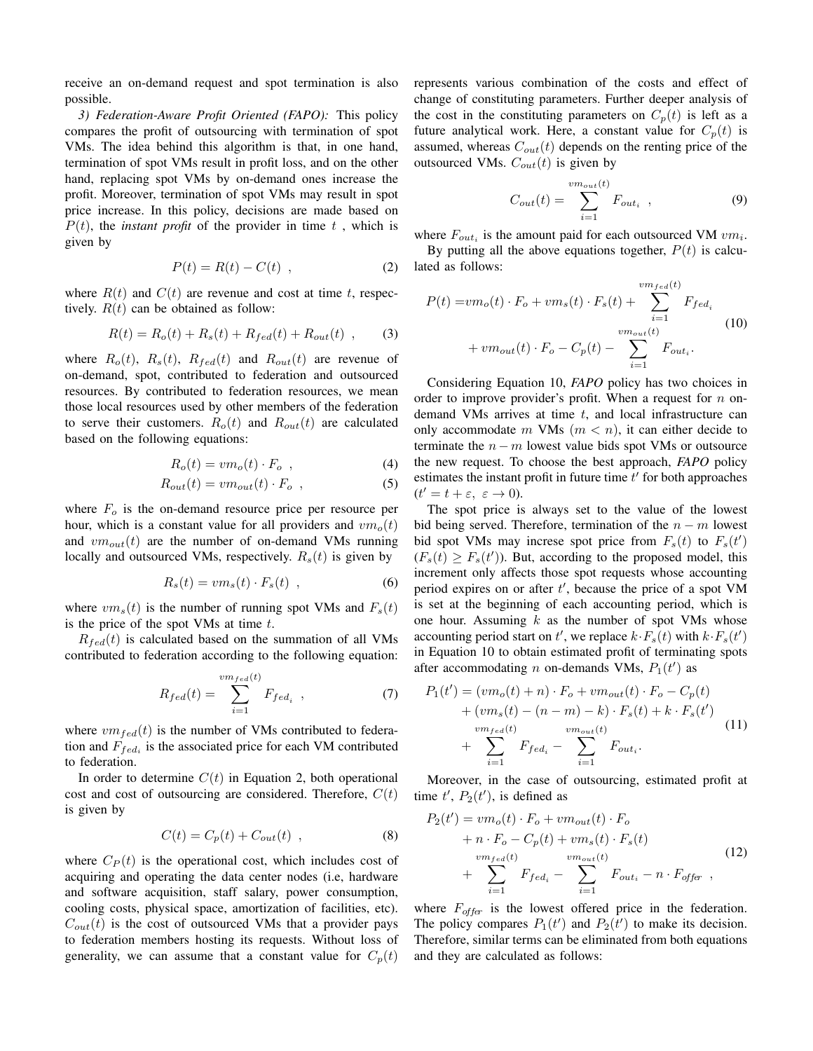receive an on-demand request and spot termination is also possible.

*3) Federation-Aware Profit Oriented (FAPO):* This policy compares the profit of outsourcing with termination of spot VMs. The idea behind this algorithm is that, in one hand, termination of spot VMs result in profit loss, and on the other hand, replacing spot VMs by on-demand ones increase the profit. Moreover, termination of spot VMs may result in spot price increase. In this policy, decisions are made based on $P(t)$, the *instant profit* of the provider in time $t$ , which is given by

$$P(t) = R(t) - C(t) \ , \tag{2}$$

where $R(t)$ and $C(t)$ are revenue and cost at time $t$, respectively. $R(t)$ can be obtained as follow:

$$R(t) = R_o(t) + R_s(t) + R_{fed}(t) + R_{out}(t) \ , \tag{3}$$

where $R_o(t)$, $R_s(t)$, $R_{fed}(t)$ and $R_{out}(t)$ are revenue of on-demand, spot, contributed to federation and outsourced resources. By contributed to federation resources, we mean those local resources used by other members of the federation to serve their customers. $R_o(t)$ and $R_{out}(t)$ are calculated based on the following equations:

$$R_o(t) = vm_o(t) \cdot F_o \ , \tag{4}$$

$$R_{out}(t) = vm_{out}(t) \cdot F_o \ , \tag{5}$$

where $F_o$ is the on-demand resource price per resource per hour, which is a constant value for all providers and $vm_o(t)$ and $vm_{out}(t)$ are the number of on-demand VMs running locally and outsourced VMs, respectively. $R_s(t)$ is given by

$$R_s(t) = vm_s(t) \cdot F_s(t) \ , \tag{6}$$

where $vm_s(t)$ is the number of running spot VMs and $F_s(t)$ is the price of the spot VMs at time $t$.

$R_{fed}(t)$ is calculated based on the summation of all VMs contributed to federation according to the following equation:

$$R_{fed}(t) = \sum_{i=1}^{vm_{fed}(t)} F_{fed_i} \ , \tag{7}$$

where $vm_{fed}(t)$ is the number of VMs contributed to federation and $F_{fed_i}$ is the associated price for each VM contributed to federation.

In order to determine $C(t)$ in Equation 2, both operational cost and cost of outsourcing are considered. Therefore, $C(t)$ is given by

$$C(t) = C_p(t) + C_{out}(t) \ , \tag{8}$$

where $C_P(t)$ is the operational cost, which includes cost of acquiring and operating the data center nodes (i.e, hardware and software acquisition, staff salary, power consumption, cooling costs, physical space, amortization of facilities, etc). $C_{out}(t)$ is the cost of outsourced VMs that a provider pays to federation members hosting its requests. Without loss of generality, we can assume that a constant value for $C_p(t)$ represents various combination of the costs and effect of change of constituting parameters. Further deeper analysis of the cost in the constituting parameters on $C_p(t)$ is left as a future analytical work. Here, a constant value for $C_p(t)$ is assumed, whereas $C_{out}(t)$ depends on the renting price of the outsourced VMs. $C_{out}(t)$ is given by

$$C_{out}(t) = \sum_{i=1}^{vm_{out}(t)} F_{out_i} \ , \tag{9}$$

where $F_{out_i}$ is the amount paid for each outsourced VM $vm_i$.

By putting all the above equations together, $P(t)$ is calculated as follows:

$$\begin{aligned} P(t) =& vm_o(t) \cdot F_o + vm_s(t) \cdot F_s(t) + \sum_{i=1}^{vm_{fed}(t)} F_{fed_i} \\ &+ vm_{out}(t) \cdot F_o - C_p(t) - \sum_{i=1}^{vm_{out}(t)} F_{out_i}. \end{aligned} \tag{10}$$

Considering Equation 10, ***FAPO*** policy has two choices in order to improve provider's profit. When a request for $n$ on-demand VMs arrives at time $t$, and local infrastructure can only accommodate $m$ VMs ($m < n$), it can either decide to terminate the $n - m$ lowest value bids spot VMs or outsource the new request. To choose the best approach, ***FAPO*** policy estimates the instant profit in future time $t'$ for both approaches ($t' = t + \varepsilon, \ \varepsilon \to 0$).

The spot price is always set to the value of the lowest bid being served. Therefore, termination of the $n - m$ lowest bid spot VMs may increse spot price from $F_s(t)$ to $F_s(t')$ ($F_s(t) \geq F_s(t')$). But, according to the proposed model, this increment only affects those spot requests whose accounting period expires on or after $t'$, because the price of a spot VM is set at the beginning of each accounting period, which is one hour. Assuming $k$ as the number of spot VMs whose accounting period start on $t'$, we replace $k \cdot F_s(t)$ with $k \cdot F_s(t')$ in Equation 10 to obtain estimated profit of terminating spots after accommodating $n$ on-demands VMs, $P_1(t')$ as

$$\begin{aligned} P_1(t') =& (vm_o(t) + n) \cdot F_o + vm_{out}(t) \cdot F_o - C_p(t) \\ &+ (vm_s(t) - (n - m) - k) \cdot F_s(t) + k \cdot F_s(t') \\ &+ \sum_{i=1}^{vm_{fed}(t)} F_{fed_i} - \sum_{i=1}^{vm_{out}(t)} F_{out_i}. \end{aligned} \tag{11}$$

Moreover, in the case of outsourcing, estimated profit at time $t'$, $P_2(t')$, is defined as

$$\begin{aligned} P_2(t') =& vm_o(t) \cdot F_o + vm_{out}(t) \cdot F_o \\ &+ n \cdot F_o - C_p(t) + vm_s(t) \cdot F_s(t) \\ &+ \sum_{i=1}^{vm_{fed}(t)} F_{fed_i} - \sum_{i=1}^{vm_{out}(t)} F_{out_i} - n \cdot F_{offer} \ , \end{aligned} \tag{12}$$

where $F_{offer}$ is the lowest offered price in the federation. The policy compares $P_1(t')$ and $P_2(t')$ to make its decision. Therefore, similar terms can be eliminated from both equations and they are calculated as follows: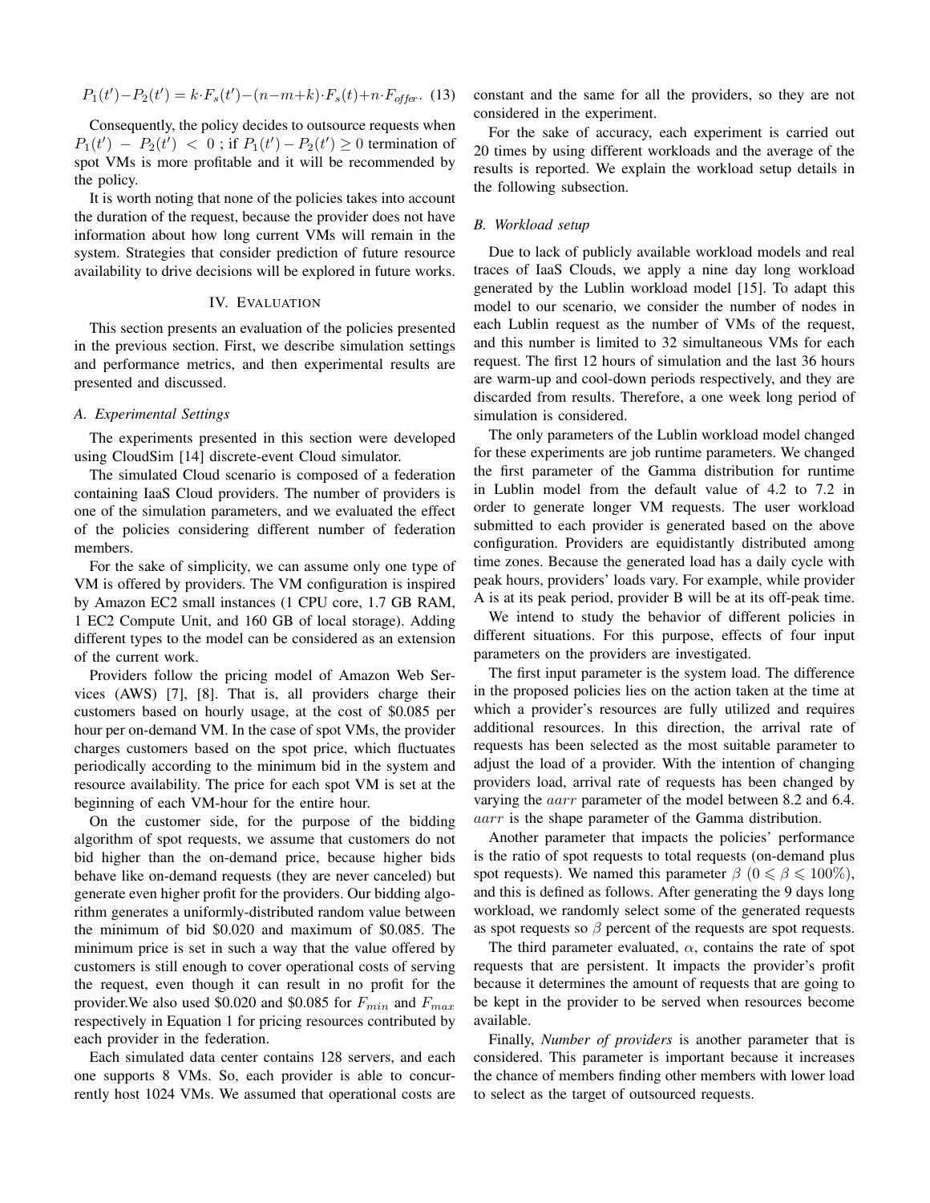$$P_1(t') - P_2(t') = k \cdot F_s(t') - (n-m+k) \cdot F_s(t) + n \cdot F_{offer}. \quad (13)$$

Consequently, the policy decides to outsource requests when $P_1(t') - P_2(t') < 0$ ; if $P_1(t') - P_2(t') \geq 0$ termination of spot VMs is more profitable and it will be recommended by the policy.

It is worth noting that none of the policies takes into account the duration of the request, because the provider does not have information about how long current VMs will remain in the system. Strategies that consider prediction of future resource availability to drive decisions will be explored in future works.

## IV. Evaluation

This section presents an evaluation of the policies presented in the previous section. First, we describe simulation settings and performance metrics, and then experimental results are presented and discussed.

### A. Experimental Settings

The experiments presented in this section were developed using CloudSim [14] discrete-event Cloud simulator.

The simulated Cloud scenario is composed of a federation containing IaaS Cloud providers. The number of providers is one of the simulation parameters, and we evaluated the effect of the policies considering different number of federation members.

For the sake of simplicity, we can assume only one type of VM is offered by providers. The VM configuration is inspired by Amazon EC2 small instances (1 CPU core, 1.7 GB RAM, 1 EC2 Compute Unit, and 160 GB of local storage). Adding different types to the model can be considered as an extension of the current work.

Providers follow the pricing model of Amazon Web Services (AWS) [7], [8]. That is, all providers charge their customers based on hourly usage, at the cost of \$0.085 per hour per on-demand VM. In the case of spot VMs, the provider charges customers based on the spot price, which fluctuates periodically according to the minimum bid in the system and resource availability. The price for each spot VM is set at the beginning of each VM-hour for the entire hour.

On the customer side, for the purpose of the bidding algorithm of spot requests, we assume that customers do not bid higher than the on-demand price, because higher bids behave like on-demand requests (they are never canceled) but generate even higher profit for the providers. Our bidding algorithm generates a uniformly-distributed random value between the minimum of bid \$0.020 and maximum of \$0.085. The minimum price is set in such a way that the value offered by customers is still enough to cover operational costs of serving the request, even though it can result in no profit for the provider.We also used \$0.020 and \$0.085 for $F_{min}$ and $F_{max}$ respectively in Equation 1 for pricing resources contributed by each provider in the federation.

Each simulated data center contains 128 servers, and each one supports 8 VMs. So, each provider is able to concurrently host 1024 VMs. We assumed that operational costs are constant and the same for all the providers, so they are not considered in the experiment.

For the sake of accuracy, each experiment is carried out 20 times by using different workloads and the average of the results is reported. We explain the workload setup details in the following subsection.

### B. Workload setup

Due to lack of publicly available workload models and real traces of IaaS Clouds, we apply a nine day long workload generated by the Lublin workload model [15]. To adapt this model to our scenario, we consider the number of nodes in each Lublin request as the number of VMs of the request, and this number is limited to 32 simultaneous VMs for each request. The first 12 hours of simulation and the last 36 hours are warm-up and cool-down periods respectively, and they are discarded from results. Therefore, a one week long period of simulation is considered.

The only parameters of the Lublin workload model changed for these experiments are job runtime parameters. We changed the first parameter of the Gamma distribution for runtime in Lublin model from the default value of 4.2 to 7.2 in order to generate longer VM requests. The user workload submitted to each provider is generated based on the above configuration. Providers are equidistantly distributed among time zones. Because the generated load has a daily cycle with peak hours, providers' loads vary. For example, while provider A is at its peak period, provider B will be at its off-peak time.

We intend to study the behavior of different policies in different situations. For this purpose, effects of four input parameters on the providers are investigated.

The first input parameter is the system load. The difference in the proposed policies lies on the action taken at the time at which a provider's resources are fully utilized and requires additional resources. In this direction, the arrival rate of requests has been selected as the most suitable parameter to adjust the load of a provider. With the intention of changing providers load, arrival rate of requests has been changed by varying the $aarr$ parameter of the model between 8.2 and 6.4. $aarr$ is the shape parameter of the Gamma distribution.

Another parameter that impacts the policies' performance is the ratio of spot requests to total requests (on-demand plus spot requests). We named this parameter $\beta$ $(0 \leqslant \beta \leqslant 100\%)$, and this is defined as follows. After generating the 9 days long workload, we randomly select some of the generated requests as spot requests so $\beta$ percent of the requests are spot requests.

The third parameter evaluated, $\alpha$, contains the rate of spot requests that are persistent. It impacts the provider's profit because it determines the amount of requests that are going to be kept in the provider to be served when resources become available.

Finally, *Number of providers* is another parameter that is considered. This parameter is important because it increases the chance of members finding other members with lower load to select as the target of outsourced requests.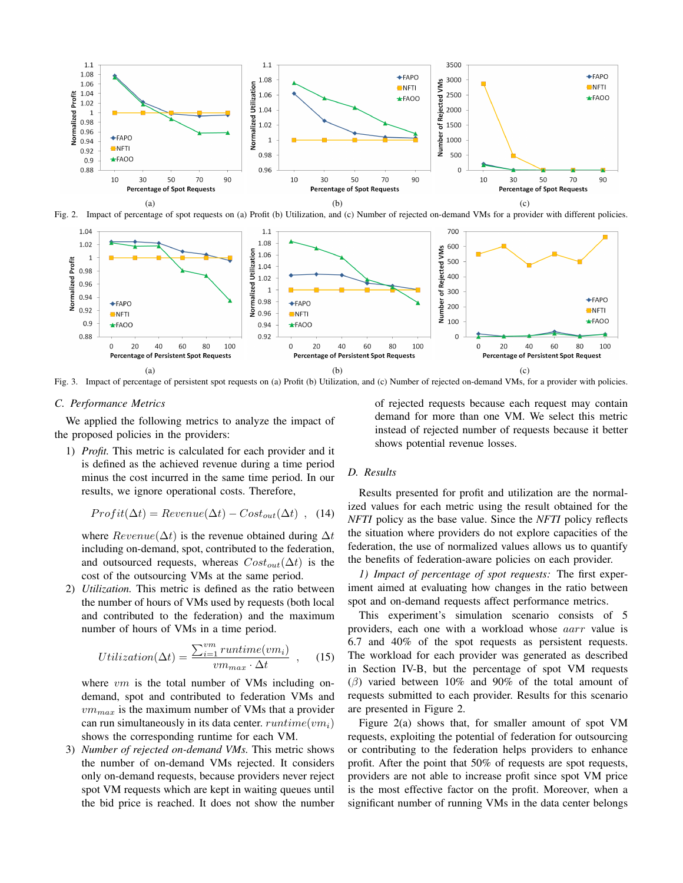Fig. 2. Impact of percentage of spot requests on (a) Profit (b) Utilization, and (c) Number of rejected on-demand VMs for a provider with different policies.

Fig. 3. Impact of percentage of persistent spot requests on (a) Profit (b) Utilization, and (c) Number of rejected on-demand VMs, for a provider with policies.

### C. Performance Metrics

We applied the following metrics to analyze the impact of the proposed policies in the providers:

1) *Profit.* This metric is calculated for each provider and it is defined as the achieved revenue during a time period minus the cost incurred in the same time period. In our results, we ignore operational costs. Therefore,

$$Profit(\Delta t) = Revenue(\Delta t) - Cost_{out}(\Delta t) \quad , \quad (14)$$

where $Revenue(\Delta t)$ is the revenue obtained during $\Delta t$ including on-demand, spot, contributed to the federation, and outsourced requests, whereas $Cost_{out}(\Delta t)$ is the cost of the outsourcing VMs at the same period.

2) *Utilization.* This metric is defined as the ratio between the number of hours of VMs used by requests (both local and contributed to the federation) and the maximum number of hours of VMs in a time period.

$$Utilization(\Delta t) = \frac{\sum_{i=1}^{vm} runtime(vm_i)}{vm_{max} \cdot \Delta t} \quad , \quad (15)$$

where $vm$ is the total number of VMs including on-demand, spot and contributed to federation VMs and $vm_{max}$ is the maximum number of VMs that a provider can run simultaneously in its data center. $runtime(vm_i)$ shows the corresponding runtime for each VM.

3) *Number of rejected on-demand VMs.* This metric shows the number of on-demand VMs rejected. It considers only on-demand requests, because providers never reject spot VM requests which are kept in waiting queues until the bid price is reached. It does not show the number of rejected requests because each request may contain demand for more than one VM. We select this metric instead of rejected number of requests because it better shows potential revenue losses.

### D. Results

Results presented for profit and utilization are the normalized values for each metric using the result obtained for the *NFTI* policy as the base value. Since the *NFTI* policy reflects the situation where providers do not explore capacities of the federation, the use of normalized values allows us to quantify the benefits of federation-aware policies on each provider.

*1) Impact of percentage of spot requests:* The first experiment aimed at evaluating how changes in the ratio between spot and on-demand requests affect performance metrics.

This experiment's simulation scenario consists of 5 providers, each one with a workload whose $aarr$ value is 6.7 and 40% of the spot requests as persistent requests. The workload for each provider was generated as described in Section IV-B, but the percentage of spot VM requests ($\beta$) varied between 10% and 90% of the total amount of requests submitted to each provider. Results for this scenario are presented in Figure 2.

Figure 2(a) shows that, for smaller amount of spot VM requests, exploiting the potential of federation for outsourcing or contributing to the federation helps providers to enhance profit. After the point that 50% of requests are spot requests, providers are not able to increase profit since spot VM price is the most effective factor on the profit. Moreover, when a significant number of running VMs in the data center belongs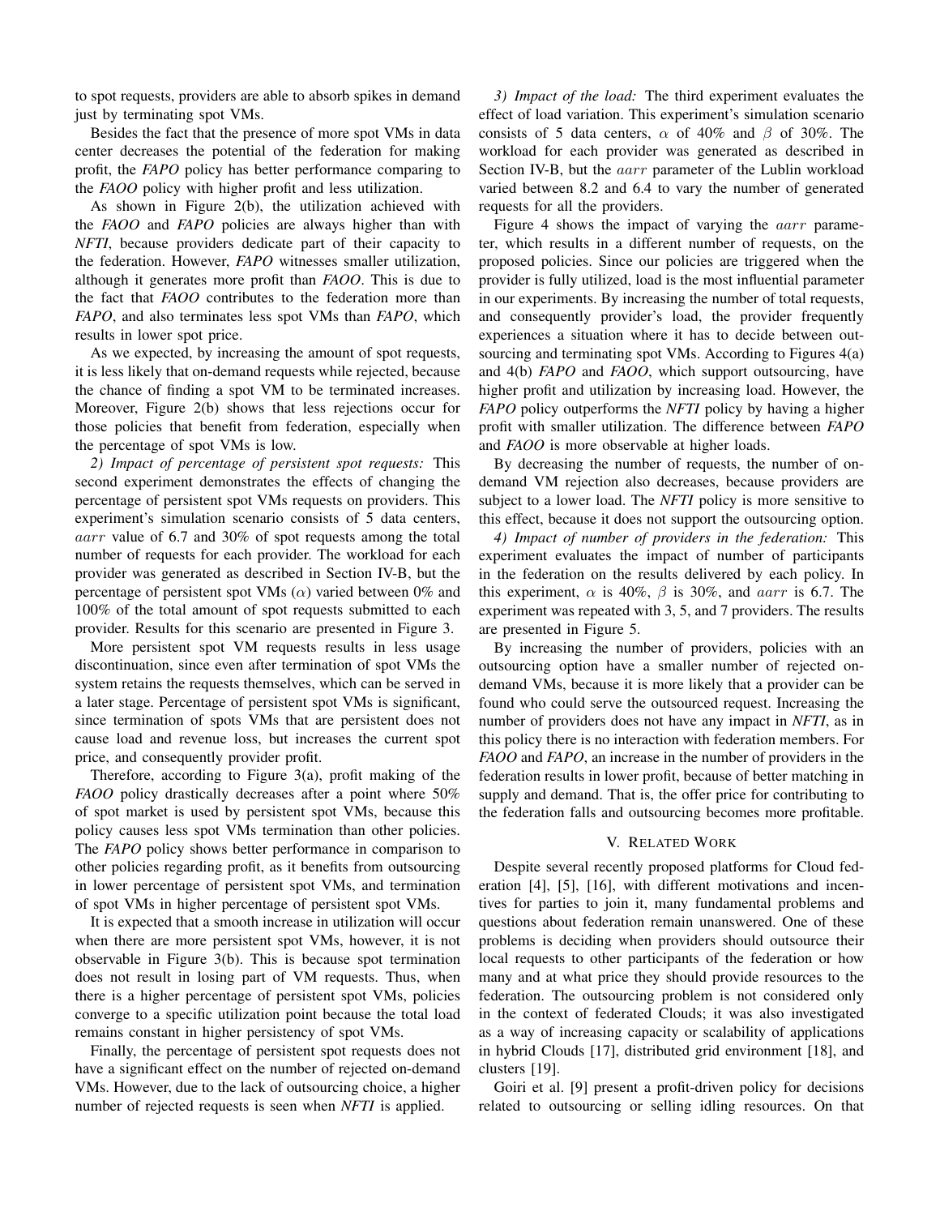to spot requests, providers are able to absorb spikes in demand just by terminating spot VMs.

Besides the fact that the presence of more spot VMs in data center decreases the potential of the federation for making profit, the *FAPO* policy has better performance comparing to the *FAOO* policy with higher profit and less utilization.

As shown in Figure 2(b), the utilization achieved with the *FAOO* and *FAPO* policies are always higher than with *NFTI*, because providers dedicate part of their capacity to the federation. However, *FAPO* witnesses smaller utilization, although it generates more profit than *FAOO*. This is due to the fact that *FAOO* contributes to the federation more than *FAPO*, and also terminates less spot VMs than *FAPO*, which results in lower spot price.

As we expected, by increasing the amount of spot requests, it is less likely that on-demand requests while rejected, because the chance of finding a spot VM to be terminated increases. Moreover, Figure 2(b) shows that less rejections occur for those policies that benefit from federation, especially when the percentage of spot VMs is low.

*2) Impact of percentage of persistent spot requests:* This second experiment demonstrates the effects of changing the percentage of persistent spot VMs requests on providers. This experiment's simulation scenario consists of 5 data centers, $aarr$ value of 6.7 and 30% of spot requests among the total number of requests for each provider. The workload for each provider was generated as described in Section IV-B, but the percentage of persistent spot VMs ($\alpha$) varied between 0% and 100% of the total amount of spot requests submitted to each provider. Results for this scenario are presented in Figure 3.

More persistent spot VM requests results in less usage discontinuation, since even after termination of spot VMs the system retains the requests themselves, which can be served in a later stage. Percentage of persistent spot VMs is significant, since termination of spots VMs that are persistent does not cause load and revenue loss, but increases the current spot price, and consequently provider profit.

Therefore, according to Figure 3(a), profit making of the *FAOO* policy drastically decreases after a point where 50% of spot market is used by persistent spot VMs, because this policy causes less spot VMs termination than other policies. The *FAPO* policy shows better performance in comparison to other policies regarding profit, as it benefits from outsourcing in lower percentage of persistent spot VMs, and termination of spot VMs in higher percentage of persistent spot VMs.

It is expected that a smooth increase in utilization will occur when there are more persistent spot VMs, however, it is not observable in Figure 3(b). This is because spot termination does not result in losing part of VM requests. Thus, when there is a higher percentage of persistent spot VMs, policies converge to a specific utilization point because the total load remains constant in higher persistency of spot VMs.

Finally, the percentage of persistent spot requests does not have a significant effect on the number of rejected on-demand VMs. However, due to the lack of outsourcing choice, a higher number of rejected requests is seen when *NFTI* is applied.

*3) Impact of the load:* The third experiment evaluates the effect of load variation. This experiment's simulation scenario consists of 5 data centers, $\alpha$ of 40% and $\beta$ of 30%. The workload for each provider was generated as described in Section IV-B, but the $aarr$ parameter of the Lublin workload varied between 8.2 and 6.4 to vary the number of generated requests for all the providers.

Figure 4 shows the impact of varying the $aarr$ parameter, which results in a different number of requests, on the proposed policies. Since our policies are triggered when the provider is fully utilized, load is the most influential parameter in our experiments. By increasing the number of total requests, and consequently provider's load, the provider frequently experiences a situation where it has to decide between outsourcing and terminating spot VMs. According to Figures 4(a) and 4(b) *FAPO* and *FAOO*, which support outsourcing, have higher profit and utilization by increasing load. However, the *FAPO* policy outperforms the *NFTI* policy by having a higher profit with smaller utilization. The difference between *FAPO* and *FAOO* is more observable at higher loads.

By decreasing the number of requests, the number of on-demand VM rejection also decreases, because providers are subject to a lower load. The *NFTI* policy is more sensitive to this effect, because it does not support the outsourcing option.

*4) Impact of number of providers in the federation:* This experiment evaluates the impact of number of participants in the federation on the results delivered by each policy. In this experiment, $\alpha$ is 40%, $\beta$ is 30%, and $aarr$ is 6.7. The experiment was repeated with 3, 5, and 7 providers. The results are presented in Figure 5.

By increasing the number of providers, policies with an outsourcing option have a smaller number of rejected on-demand VMs, because it is more likely that a provider can be found who could serve the outsourced request. Increasing the number of providers does not have any impact in *NFTI*, as in this policy there is no interaction with federation members. For *FAOO* and *FAPO*, an increase in the number of providers in the federation results in lower profit, because of better matching in supply and demand. That is, the offer price for contributing to the federation falls and outsourcing becomes more profitable.

## V. Related Work

Despite several recently proposed platforms for Cloud federation [4], [5], [16], with different motivations and incentives for parties to join it, many fundamental problems and questions about federation remain unanswered. One of these problems is deciding when providers should outsource their local requests to other participants of the federation or how many and at what price they should provide resources to the federation. The outsourcing problem is not considered only in the context of federated Clouds; it was also investigated as a way of increasing capacity or scalability of applications in hybrid Clouds [17], distributed grid environment [18], and clusters [19].

Goiri et al. [9] present a profit-driven policy for decisions related to outsourcing or selling idling resources. On that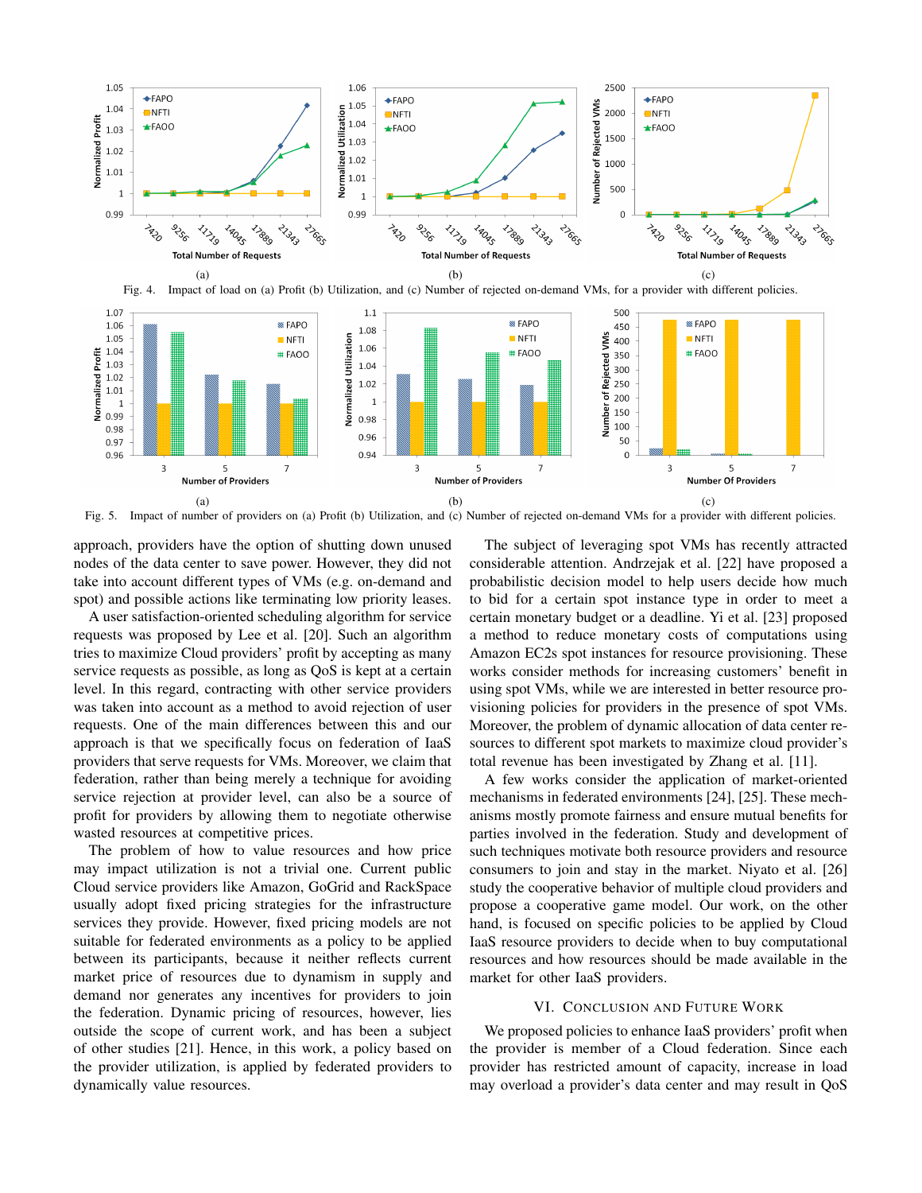Fig. 4. Impact of load on (a) Profit (b) Utilization, and (c) Number of rejected on-demand VMs, for a provider with different policies.

Fig. 5. Impact of number of providers on (a) Profit (b) Utilization, and (c) Number of rejected on-demand VMs for a provider with different policies.

approach, providers have the option of shutting down unused nodes of the data center to save power. However, they did not take into account different types of VMs (e.g. on-demand and spot) and possible actions like terminating low priority leases.

A user satisfaction-oriented scheduling algorithm for service requests was proposed by Lee et al. [20]. Such an algorithm tries to maximize Cloud providers' profit by accepting as many service requests as possible, as long as QoS is kept at a certain level. In this regard, contracting with other service providers was taken into account as a method to avoid rejection of user requests. One of the main differences between this and our approach is that we specifically focus on federation of IaaS providers that serve requests for VMs. Moreover, we claim that federation, rather than being merely a technique for avoiding service rejection at provider level, can also be a source of profit for providers by allowing them to negotiate otherwise wasted resources at competitive prices.

The problem of how to value resources and how price may impact utilization is not a trivial one. Current public Cloud service providers like Amazon, GoGrid and RackSpace usually adopt fixed pricing strategies for the infrastructure services they provide. However, fixed pricing models are not suitable for federated environments as a policy to be applied between its participants, because it neither reflects current market price of resources due to dynamism in supply and demand nor generates any incentives for providers to join the federation. Dynamic pricing of resources, however, lies outside the scope of current work, and has been a subject of other studies [21]. Hence, in this work, a policy based on the provider utilization, is applied by federated providers to dynamically value resources.

The subject of leveraging spot VMs has recently attracted considerable attention. Andrzejak et al. [22] have proposed a probabilistic decision model to help users decide how much to bid for a certain spot instance type in order to meet a certain monetary budget or a deadline. Yi et al. [23] proposed a method to reduce monetary costs of computations using Amazon EC2s spot instances for resource provisioning. These works consider methods for increasing customers' benefit in using spot VMs, while we are interested in better resource provisioning policies for providers in the presence of spot VMs. Moreover, the problem of dynamic allocation of data center resources to different spot markets to maximize cloud provider's total revenue has been investigated by Zhang et al. [11].

A few works consider the application of market-oriented mechanisms in federated environments [24], [25]. These mechanisms mostly promote fairness and ensure mutual benefits for parties involved in the federation. Study and development of such techniques motivate both resource providers and resource consumers to join and stay in the market. Niyato et al. [26] study the cooperative behavior of multiple cloud providers and propose a cooperative game model. Our work, on the other hand, is focused on specific policies to be applied by Cloud IaaS resource providers to decide when to buy computational resources and how resources should be made available in the market for other IaaS providers.

## VI. Conclusion and Future Work

We proposed policies to enhance IaaS providers' profit when the provider is member of a Cloud federation. Since each provider has restricted amount of capacity, increase in load may overload a provider's data center and may result in QoS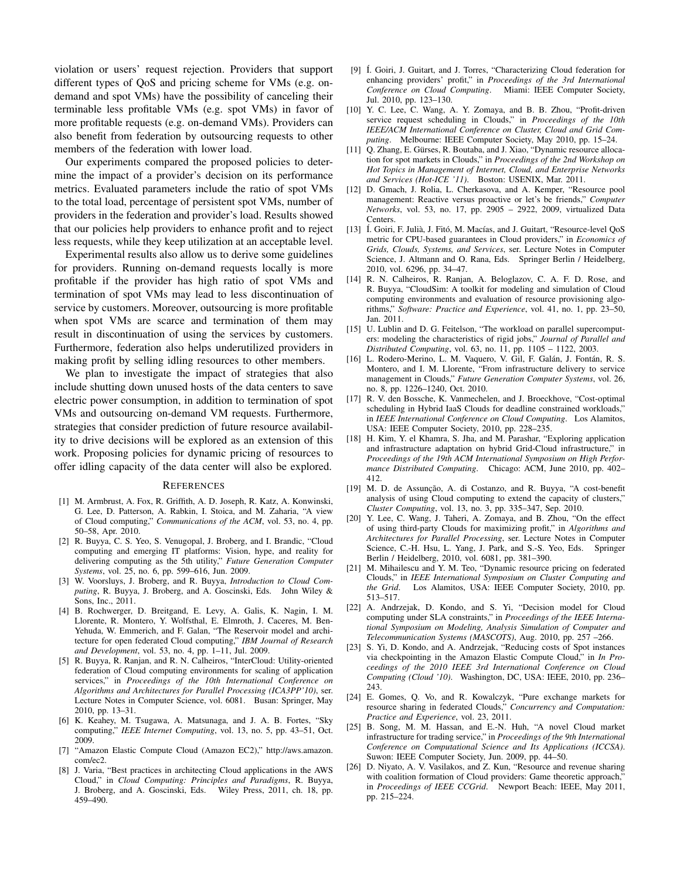violation or users' request rejection. Providers that support different types of QoS and pricing scheme for VMs (e.g. on-demand and spot VMs) have the possibility of canceling their terminable less profitable VMs (e.g. spot VMs) in favor of more profitable requests (e.g. on-demand VMs). Providers can also benefit from federation by outsourcing requests to other members of the federation with lower load.

Our experiments compared the proposed policies to determine the impact of a provider's decision on its performance metrics. Evaluated parameters include the ratio of spot VMs to the total load, percentage of persistent spot VMs, number of providers in the federation and provider's load. Results showed that our policies help providers to enhance profit and to reject less requests, while they keep utilization at an acceptable level.

Experimental results also allow us to derive some guidelines for providers. Running on-demand requests locally is more profitable if the provider has high ratio of spot VMs and termination of spot VMs may lead to less discontinuation of service by customers. Moreover, outsourcing is more profitable when spot VMs are scarce and termination of them may result in discontinuation of using the services by customers. Furthermore, federation also helps underutilized providers in making profit by selling idling resources to other members.

We plan to investigate the impact of strategies that also include shutting down unused hosts of the data centers to save electric power consumption, in addition to termination of spot VMs and outsourcing on-demand VM requests. Furthermore, strategies that consider prediction of future resource availability to drive decisions will be explored as an extension of this work. Proposing policies for dynamic pricing of resources to offer idling capacity of the data center will also be explored.

## References

[1] M. Armbrust, A. Fox, R. Griffith, A. D. Joseph, R. Katz, A. Konwinski, G. Lee, D. Patterson, A. Rabkin, I. Stoica, and M. Zaharia, "A view of Cloud computing," *Communications of the ACM*, vol. 53, no. 4, pp. 50–58, Apr. 2010.

[2] R. Buyya, C. S. Yeo, S. Venugopal, J. Broberg, and I. Brandic, "Cloud computing and emerging IT platforms: Vision, hype, and reality for delivering computing as the 5th utility," *Future Generation Computer Systems*, vol. 25, no. 6, pp. 599–616, Jun. 2009.

[3] W. Voorsluys, J. Broberg, and R. Buyya, *Introduction to Cloud Computing*, R. Buyya, J. Broberg, and A. Goscinski, Eds. John Wiley & Sons, Inc., 2011.

[4] B. Rochwerger, D. Breitgand, E. Levy, A. Galis, K. Nagin, I. M. Llorente, R. Montero, Y. Wolfsthal, E. Elmroth, J. Caceres, M. Ben-Yehuda, W. Emmerich, and F. Galan, "The Reservoir model and architecture for open federated Cloud computing," *IBM Journal of Research and Development*, vol. 53, no. 4, pp. 1–11, Jul. 2009.

[5] R. Buyya, R. Ranjan, and R. N. Calheiros, "InterCloud: Utility-oriented federation of Cloud computing environments for scaling of application services," in *Proceedings of the 10th International Conference on Algorithms and Architectures for Parallel Processing (ICA3PP'10)*, ser. Lecture Notes in Computer Science, vol. 6081. Busan: Springer, May 2010, pp. 13–31.

[6] K. Keahey, M. Tsugawa, A. Matsunaga, and J. A. B. Fortes, "Sky computing," *IEEE Internet Computing*, vol. 13, no. 5, pp. 43–51, Oct. 2009.

[7] "Amazon Elastic Compute Cloud (Amazon EC2)," http://aws.amazon.com/ec2.

[8] J. Varia, "Best practices in architecting Cloud applications in the AWS Cloud," in *Cloud Computing: Principles and Paradigms*, R. Buyya, J. Broberg, and A. Goscinski, Eds. Wiley Press, 2011, ch. 18, pp. 459–490.

[9] Í. Goiri, J. Guitart, and J. Torres, "Characterizing Cloud federation for enhancing providers' profit," in *Proceedings of the 3rd International Conference on Cloud Computing*. Miami: IEEE Computer Society, Jul. 2010, pp. 123–130.

[10] Y. C. Lee, C. Wang, A. Y. Zomaya, and B. B. Zhou, "Profit-driven service request scheduling in Clouds," in *Proceedings of the 10th IEEE/ACM International Conference on Cluster, Cloud and Grid Computing*. Melbourne: IEEE Computer Society, May 2010, pp. 15–24.

[11] Q. Zhang, E. Gürses, R. Boutaba, and J. Xiao, "Dynamic resource allocation for spot markets in Clouds," in *Proceedings of the 2nd Workshop on Hot Topics in Management of Internet, Cloud, and Enterprise Networks and Services (Hot-ICE '11)*. Boston: USENIX, Mar. 2011.

[12] D. Gmach, J. Rolia, L. Cherkasova, and A. Kemper, "Resource pool management: Reactive versus proactive or let's be friends," *Computer Networks*, vol. 53, no. 17, pp. 2905 – 2922, 2009, virtualized Data Centers.

[13] Í. Goiri, F. Julià, J. Fitó, M. Macías, and J. Guitart, "Resource-level QoS metric for CPU-based guarantees in Cloud providers," in *Economics of Grids, Clouds, Systems, and Services*, ser. Lecture Notes in Computer Science, J. Altmann and O. Rana, Eds. Springer Berlin / Heidelberg, 2010, vol. 6296, pp. 34–47.

[14] R. N. Calheiros, R. Ranjan, A. Beloglazov, C. A. F. D. Rose, and R. Buyya, "CloudSim: A toolkit for modeling and simulation of Cloud computing environments and evaluation of resource provisioning algorithms," *Software: Practice and Experience*, vol. 41, no. 1, pp. 23–50, Jan. 2011.

[15] U. Lublin and D. G. Feitelson, "The workload on parallel supercomputers: modeling the characteristics of rigid jobs," *Journal of Parallel and Distributed Computing*, vol. 63, no. 11, pp. 1105 – 1122, 2003.

[16] L. Rodero-Merino, L. M. Vaquero, V. Gil, F. Galán, J. Fontán, R. S. Montero, and I. M. Llorente, "From infrastructure delivery to service management in Clouds," *Future Generation Computer Systems*, vol. 26, no. 8, pp. 1226–1240, Oct. 2010.

[17] R. V. den Bossche, K. Vanmechelen, and J. Broeckhove, "Cost-optimal scheduling in Hybrid IaaS Clouds for deadline constrained workloads," in *IEEE International Conference on Cloud Computing*. Los Alamitos, USA: IEEE Computer Society, 2010, pp. 228–235.

[18] H. Kim, Y. el Khamra, S. Jha, and M. Parashar, "Exploring application and infrastructure adaptation on hybrid Grid-Cloud infrastructure," in *Proceedings of the 19th ACM International Symposium on High Performance Distributed Computing*. Chicago: ACM, June 2010, pp. 402–412.

[19] M. D. de Assunção, A. di Costanzo, and R. Buyya, "A cost-benefit analysis of using Cloud computing to extend the capacity of clusters," *Cluster Computing*, vol. 13, no. 3, pp. 335–347, Sep. 2010.

[20] Y. Lee, C. Wang, J. Taheri, A. Zomaya, and B. Zhou, "On the effect of using third-party Clouds for maximizing profit," in *Algorithms and Architectures for Parallel Processing*, ser. Lecture Notes in Computer Science, C.-H. Hsu, L. Yang, J. Park, and S.-S. Yeo, Eds. Springer Berlin / Heidelberg, 2010, vol. 6081, pp. 381–390.

[21] M. Mihailescu and Y. M. Teo, "Dynamic resource pricing on federated Clouds," in *IEEE International Symposium on Cluster Computing and the Grid*. Los Alamitos, USA: IEEE Computer Society, 2010, pp. 513–517.

[22] A. Andrzejak, D. Kondo, and S. Yi, "Decision model for Cloud computing under SLA constraints," in *Proceedings of the IEEE International Symposium on Modeling, Analysis Simulation of Computer and Telecommunication Systems (MASCOTS)*, Aug. 2010, pp. 257 –266.

[23] S. Yi, D. Kondo, and A. Andrzejak, "Reducing costs of Spot instances via checkpointing in the Amazon Elastic Compute Cloud," in *In Proceedings of the 2010 IEEE 3rd International Conference on Cloud Computing (Cloud '10)*. Washington, DC, USA: IEEE, 2010, pp. 236–243.

[24] E. Gomes, Q. Vo, and R. Kowalczyk, "Pure exchange markets for resource sharing in federated Clouds," *Concurrency and Computation: Practice and Experience*, vol. 23, 2011.

[25] B. Song, M. M. Hassan, and E.-N. Huh, "A novel Cloud market infrastructure for trading service," in *Proceedings of the 9th International Conference on Computational Science and Its Applications (ICCSA)*. Suwon: IEEE Computer Society, Jun. 2009, pp. 44–50.

[26] D. Niyato, A. V. Vasilakos, and Z. Kun, "Resource and revenue sharing with coalition formation of Cloud providers: Game theoretic approach," in *Proceedings of IEEE CCGrid*. Newport Beach: IEEE, May 2011, pp. 215–224.